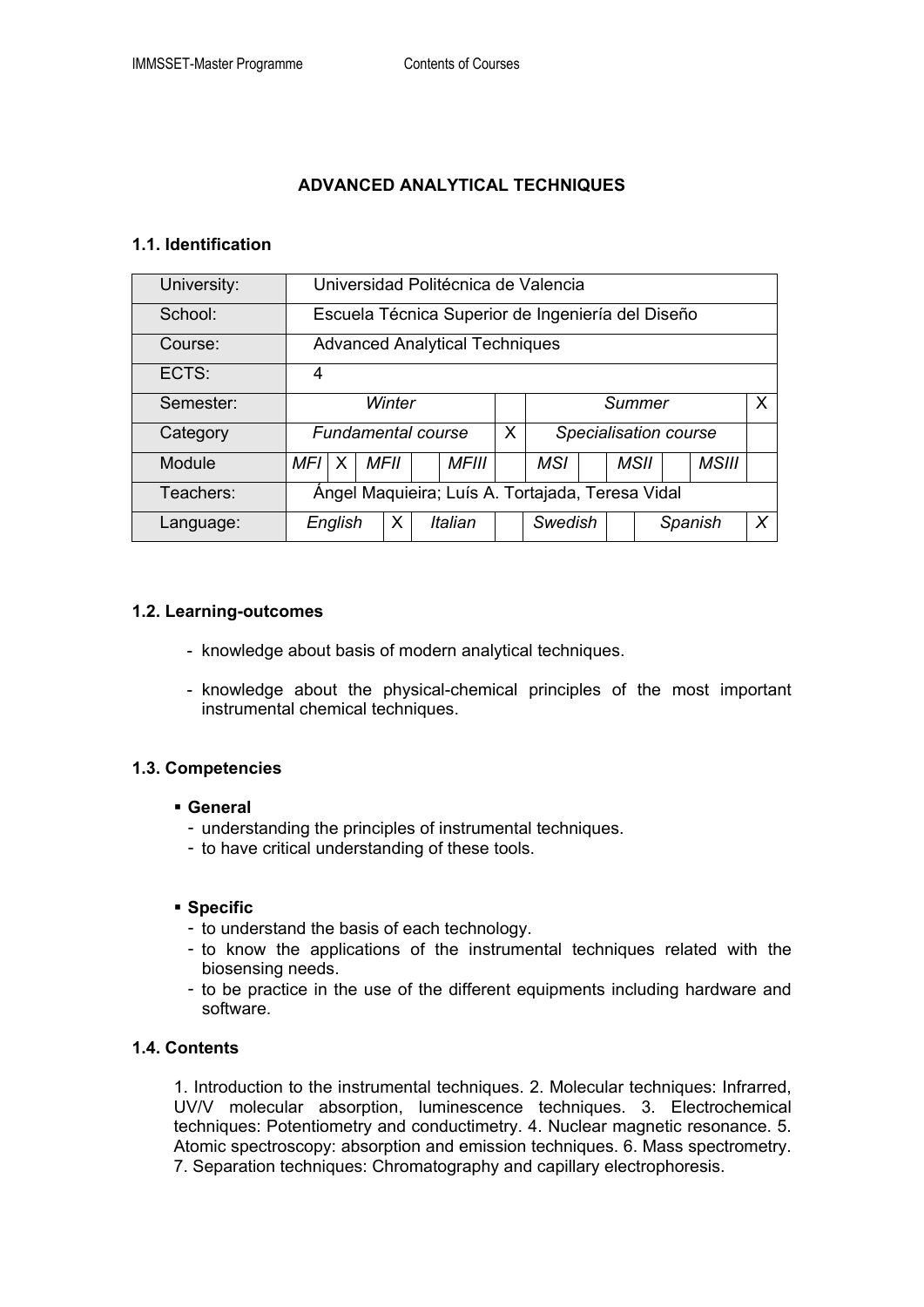# ADVANCED ANALYTICAL TECHNIQUES

## 1.1. Identification

| University: | Universidad Politécnica de Valencia | | | | | | | | | | | | | |
|---|---|---|---|---|---|---|---|---|---|---|---|---|---|---|
| School: | Escuela Técnica Superior de Ingeniería del Diseño | | | | | | | | | | | | | |
| Course: | Advanced Analytical Techniques | | | | | | | | | | | | | |
| ECTS: | 4 | | | | | | | | | | | | | |
| Semester: | *Winter* | | | | | | | *Summer* | | | | | | X |
| Category | *Fundamental course* | | | | | X | | *Specialisation course* | | | | | | |
| Module | *MFI* | X | *MFII* | | *MFIII* | | *MSI* | | *MSII* | | *MSIII* | | | |
| Teachers: | Ángel Maquieira; Luís A. Tortajada, Teresa Vidal | | | | | | | | | | | | | |
| Language: | *English* | | X | *Italian* | | *Swedish* | | | *Spanish* | | | | | *X* |

## 1.2. Learning-outcomes

- knowledge about basis of modern analytical techniques.
- knowledge about the physical-chemical principles of the most important instrumental chemical techniques.

## 1.3. Competencies

- **General**
  - understanding the principles of instrumental techniques.
  - to have critical understanding of these tools.

- **Specific**
  - to understand the basis of each technology.
  - to know the applications of the instrumental techniques related with the biosensing needs.
  - to be practice in the use of the different equipments including hardware and software.

## 1.4. Contents

1. Introduction to the instrumental techniques. 2. Molecular techniques: Infrarred, UV/V molecular absorption, luminescence techniques. 3. Electrochemical techniques: Potentiometry and conductimetry. 4. Nuclear magnetic resonance. 5. Atomic spectroscopy: absorption and emission techniques. 6. Mass spectrometry. 7. Separation techniques: Chromatography and capillary electrophoresis.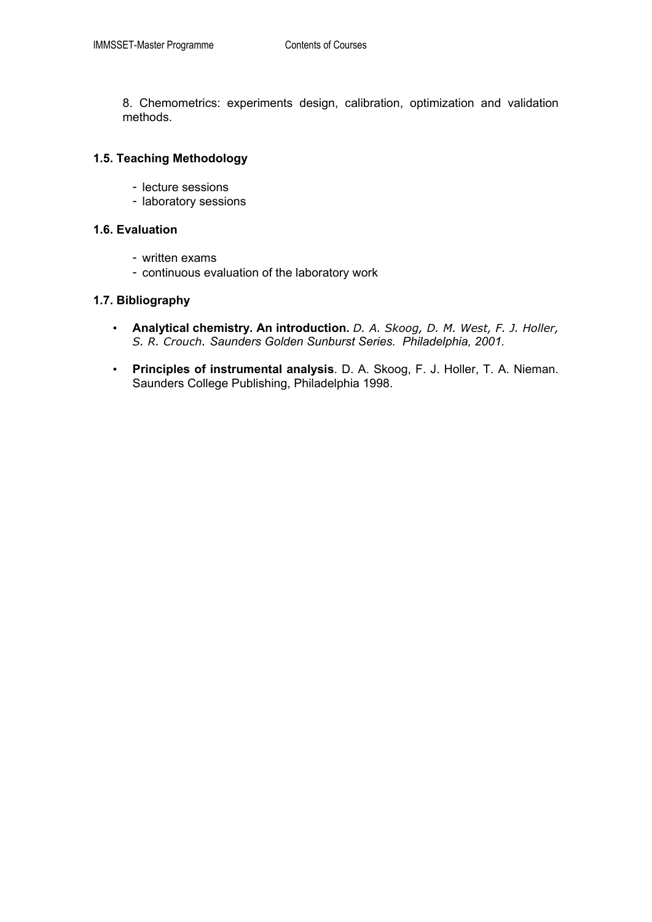8. Chemometrics: experiments design, calibration, optimization and validation methods.

### 1.5. Teaching Methodology

- lecture sessions
- laboratory sessions

### 1.6. Evaluation

- written exams
- continuous evaluation of the laboratory work

### 1.7. Bibliography

- **Analytical chemistry. An introduction.** *D. A. Skoog, D. M. West, F. J. Holler, S. R. Crouch. Saunders Golden Sunburst Series. Philadelphia, 2001.*
- **Principles of instrumental analysis**. D. A. Skoog, F. J. Holler, T. A. Nieman. Saunders College Publishing, Philadelphia 1998.